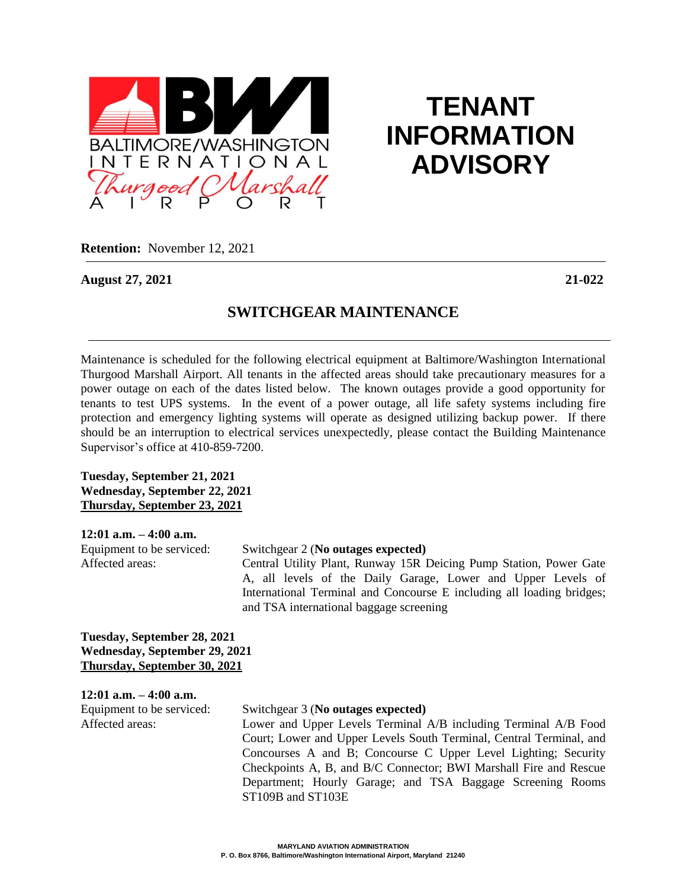# TENANT INFORMATION ADVISORY

**Retention:** November 12, 2021

**August 27, 2021** **21-022**

## SWITCHGEAR MAINTENANCE

Maintenance is scheduled for the following electrical equipment at Baltimore/Washington International Thurgood Marshall Airport. All tenants in the affected areas should take precautionary measures for a power outage on each of the dates listed below. The known outages provide a good opportunity for tenants to test UPS systems. In the event of a power outage, all life safety systems including fire protection and emergency lighting systems will operate as designed utilizing backup power. If there should be an interruption to electrical services unexpectedly, please contact the Building Maintenance Supervisor's office at 410-859-7200.

**Tuesday, September 21, 2021**
**Wednesday, September 22, 2021**
**Thursday, September 23, 2021**

**12:01 a.m. – 4:00 a.m.**

Equipment to be serviced: Switchgear 2 (**No outages expected)**

Affected areas: Central Utility Plant, Runway 15R Deicing Pump Station, Power Gate A, all levels of the Daily Garage, Lower and Upper Levels of International Terminal and Concourse E including all loading bridges; and TSA international baggage screening

**Tuesday, September 28, 2021**
**Wednesday, September 29, 2021**
**Thursday, September 30, 2021**

**12:01 a.m. – 4:00 a.m.**

Equipment to be serviced: Switchgear 3 (**No outages expected)**

Affected areas: Lower and Upper Levels Terminal A/B including Terminal A/B Food Court; Lower and Upper Levels South Terminal, Central Terminal, and Concourses A and B; Concourse C Upper Level Lighting; Security Checkpoints A, B, and B/C Connector; BWI Marshall Fire and Rescue Department; Hourly Garage; and TSA Baggage Screening Rooms ST109B and ST103E

MARYLAND AVIATION ADMINISTRATION
P. O. Box 8766, Baltimore/Washington International Airport, Maryland 21240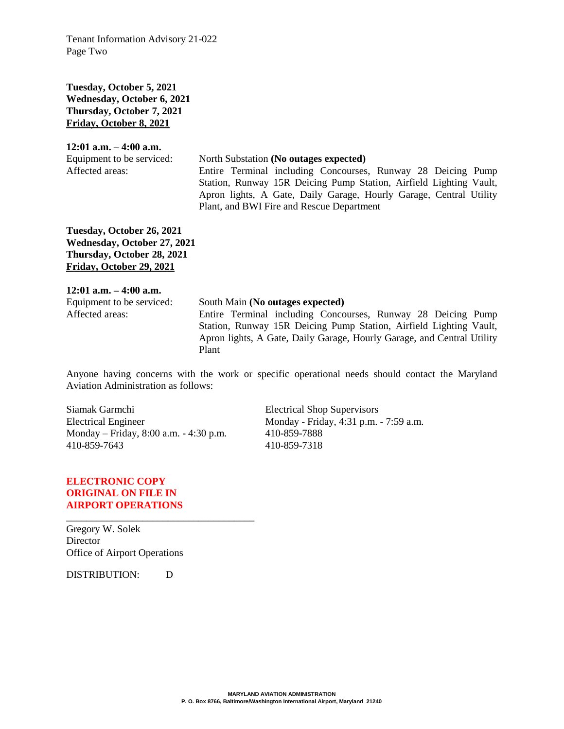**Tuesday, October 5, 2021**
**Wednesday, October 6, 2021**
**Thursday, October 7, 2021**
**Friday, October 8, 2021**

**12:01 a.m. – 4:00 a.m.**

Equipment to be serviced: North Substation **(No outages expected)**

Affected areas: Entire Terminal including Concourses, Runway 28 Deicing Pump Station, Runway 15R Deicing Pump Station, Airfield Lighting Vault, Apron lights, A Gate, Daily Garage, Hourly Garage, Central Utility Plant, and BWI Fire and Rescue Department

**Tuesday, October 26, 2021**
**Wednesday, October 27, 2021**
**Thursday, October 28, 2021**
**Friday, October 29, 2021**

**12:01 a.m. – 4:00 a.m.**

Equipment to be serviced: South Main **(No outages expected)**

Affected areas: Entire Terminal including Concourses, Runway 28 Deicing Pump Station, Runway 15R Deicing Pump Station, Airfield Lighting Vault, Apron lights, A Gate, Daily Garage, Hourly Garage, and Central Utility Plant

Anyone having concerns with the work or specific operational needs should contact the Maryland Aviation Administration as follows:

Siamak Garmchi
Electrical Engineer
Monday – Friday, 8:00 a.m. - 4:30 p.m.
410-859-7643

Electrical Shop Supervisors
Monday - Friday, 4:31 p.m. - 7:59 a.m.
410-859-7888
410-859-7318

**ELECTRONIC COPY**
**ORIGINAL ON FILE IN**
**AIRPORT OPERATIONS**

\_\_\_\_\_\_\_\_\_\_\_\_\_\_\_\_\_\_\_\_\_\_\_\_\_\_\_\_\_\_\_\_\_\_\_\_

Gregory W. Solek
Director
Office of Airport Operations

DISTRIBUTION: D

MARYLAND AVIATION ADMINISTRATION
P. O. Box 8766, Baltimore/Washington International Airport, Maryland 21240